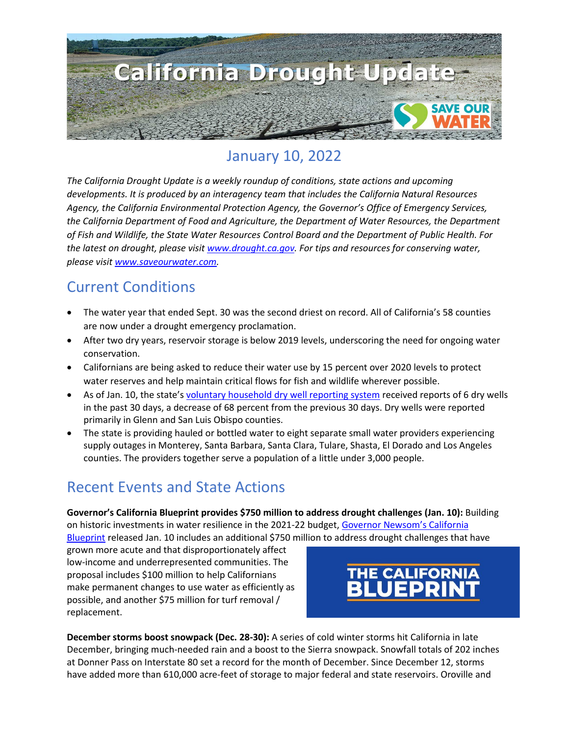# California Drought Update

## January 10, 2022

*The California Drought Update is a weekly roundup of conditions, state actions and upcoming developments. It is produced by an interagency team that includes the California Natural Resources Agency, the California Environmental Protection Agency, the Governor's Office of Emergency Services, the California Department of Food and Agriculture, the Department of Water Resources, the Department of Fish and Wildlife, the State Water Resources Control Board and the Department of Public Health. For the latest on drought, please visit www.drought.ca.gov. For tips and resources for conserving water, please visit www.saveourwater.com.*

## Current Conditions

- The water year that ended Sept. 30 was the second driest on record. All of California's 58 counties are now under a drought emergency proclamation.
- After two dry years, reservoir storage is below 2019 levels, underscoring the need for ongoing water conservation.
- Californians are being asked to reduce their water use by 15 percent over 2020 levels to protect water reserves and help maintain critical flows for fish and wildlife wherever possible.
- As of Jan. 10, the state's voluntary household dry well reporting system received reports of 6 dry wells in the past 30 days, a decrease of 68 percent from the previous 30 days. Dry wells were reported primarily in Glenn and San Luis Obispo counties.
- The state is providing hauled or bottled water to eight separate small water providers experiencing supply outages in Monterey, Santa Barbara, Santa Clara, Tulare, Shasta, El Dorado and Los Angeles counties. The providers together serve a population of a little under 3,000 people.

## Recent Events and State Actions

**Governor's California Blueprint provides $750 million to address drought challenges (Jan. 10):** Building on historic investments in water resilience in the 2021-22 budget, Governor Newsom's California Blueprint released Jan. 10 includes an additional $750 million to address drought challenges that have grown more acute and that disproportionately affect low-income and underrepresented communities. The proposal includes $100 million to help Californians make permanent changes to use water as efficiently as possible, and another $75 million for turf removal / replacement.

THE CALIFORNIA BLUEPRINT

**December storms boost snowpack (Dec. 28-30):** A series of cold winter storms hit California in late December, bringing much-needed rain and a boost to the Sierra snowpack. Snowfall totals of 202 inches at Donner Pass on Interstate 80 set a record for the month of December. Since December 12, storms have added more than 610,000 acre-feet of storage to major federal and state reservoirs. Oroville and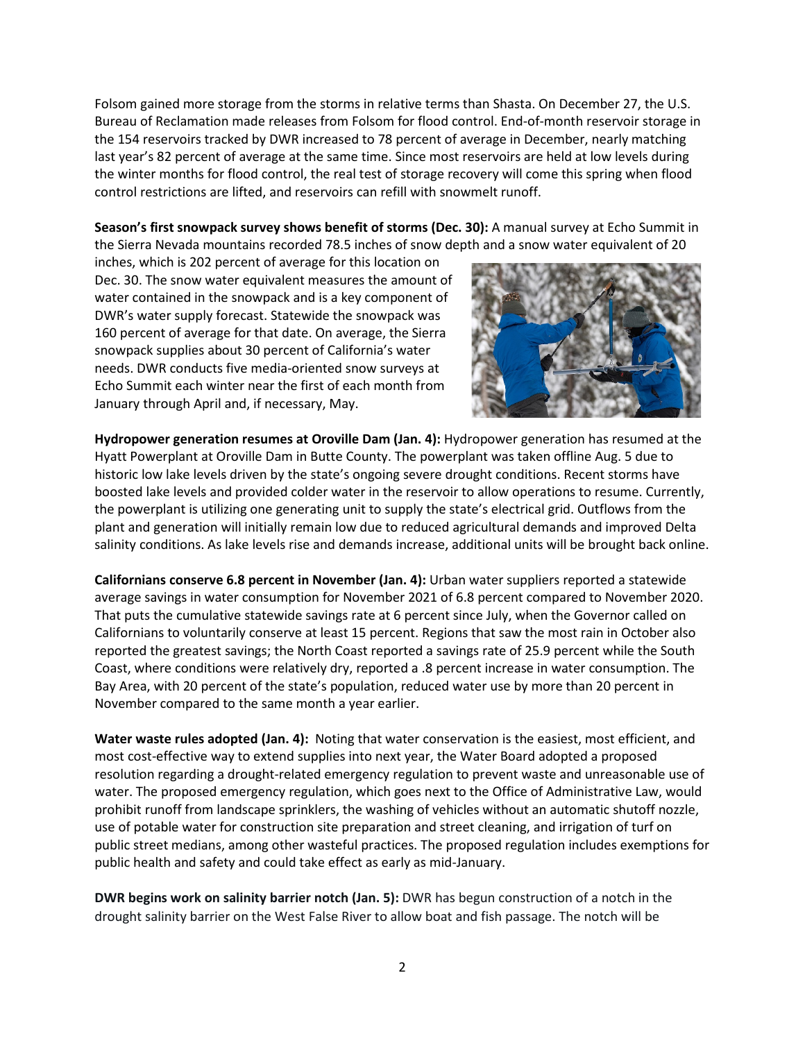Folsom gained more storage from the storms in relative terms than Shasta. On December 27, the U.S. Bureau of Reclamation made releases from Folsom for flood control. End-of-month reservoir storage in the 154 reservoirs tracked by DWR increased to 78 percent of average in December, nearly matching last year's 82 percent of average at the same time. Since most reservoirs are held at low levels during the winter months for flood control, the real test of storage recovery will come this spring when flood control restrictions are lifted, and reservoirs can refill with snowmelt runoff.

**Season's first snowpack survey shows benefit of storms (Dec. 30):** A manual survey at Echo Summit in the Sierra Nevada mountains recorded 78.5 inches of snow depth and a snow water equivalent of 20 inches, which is 202 percent of average for this location on Dec. 30. The snow water equivalent measures the amount of water contained in the snowpack and is a key component of DWR's water supply forecast. Statewide the snowpack was 160 percent of average for that date. On average, the Sierra snowpack supplies about 30 percent of California's water needs. DWR conducts five media-oriented snow surveys at Echo Summit each winter near the first of each month from January through April and, if necessary, May.

**Hydropower generation resumes at Oroville Dam (Jan. 4):** Hydropower generation has resumed at the Hyatt Powerplant at Oroville Dam in Butte County. The powerplant was taken offline Aug. 5 due to historic low lake levels driven by the state's ongoing severe drought conditions. Recent storms have boosted lake levels and provided colder water in the reservoir to allow operations to resume. Currently, the powerplant is utilizing one generating unit to supply the state's electrical grid. Outflows from the plant and generation will initially remain low due to reduced agricultural demands and improved Delta salinity conditions. As lake levels rise and demands increase, additional units will be brought back online.

**Californians conserve 6.8 percent in November (Jan. 4):** Urban water suppliers reported a statewide average savings in water consumption for November 2021 of 6.8 percent compared to November 2020. That puts the cumulative statewide savings rate at 6 percent since July, when the Governor called on Californians to voluntarily conserve at least 15 percent. Regions that saw the most rain in October also reported the greatest savings; the North Coast reported a savings rate of 25.9 percent while the South Coast, where conditions were relatively dry, reported a .8 percent increase in water consumption. The Bay Area, with 20 percent of the state's population, reduced water use by more than 20 percent in November compared to the same month a year earlier.

**Water waste rules adopted (Jan. 4):** Noting that water conservation is the easiest, most efficient, and most cost-effective way to extend supplies into next year, the Water Board adopted a proposed resolution regarding a drought-related emergency regulation to prevent waste and unreasonable use of water. The proposed emergency regulation, which goes next to the Office of Administrative Law, would prohibit runoff from landscape sprinklers, the washing of vehicles without an automatic shutoff nozzle, use of potable water for construction site preparation and street cleaning, and irrigation of turf on public street medians, among other wasteful practices. The proposed regulation includes exemptions for public health and safety and could take effect as early as mid-January.

**DWR begins work on salinity barrier notch (Jan. 5):** DWR has begun construction of a notch in the drought salinity barrier on the West False River to allow boat and fish passage. The notch will be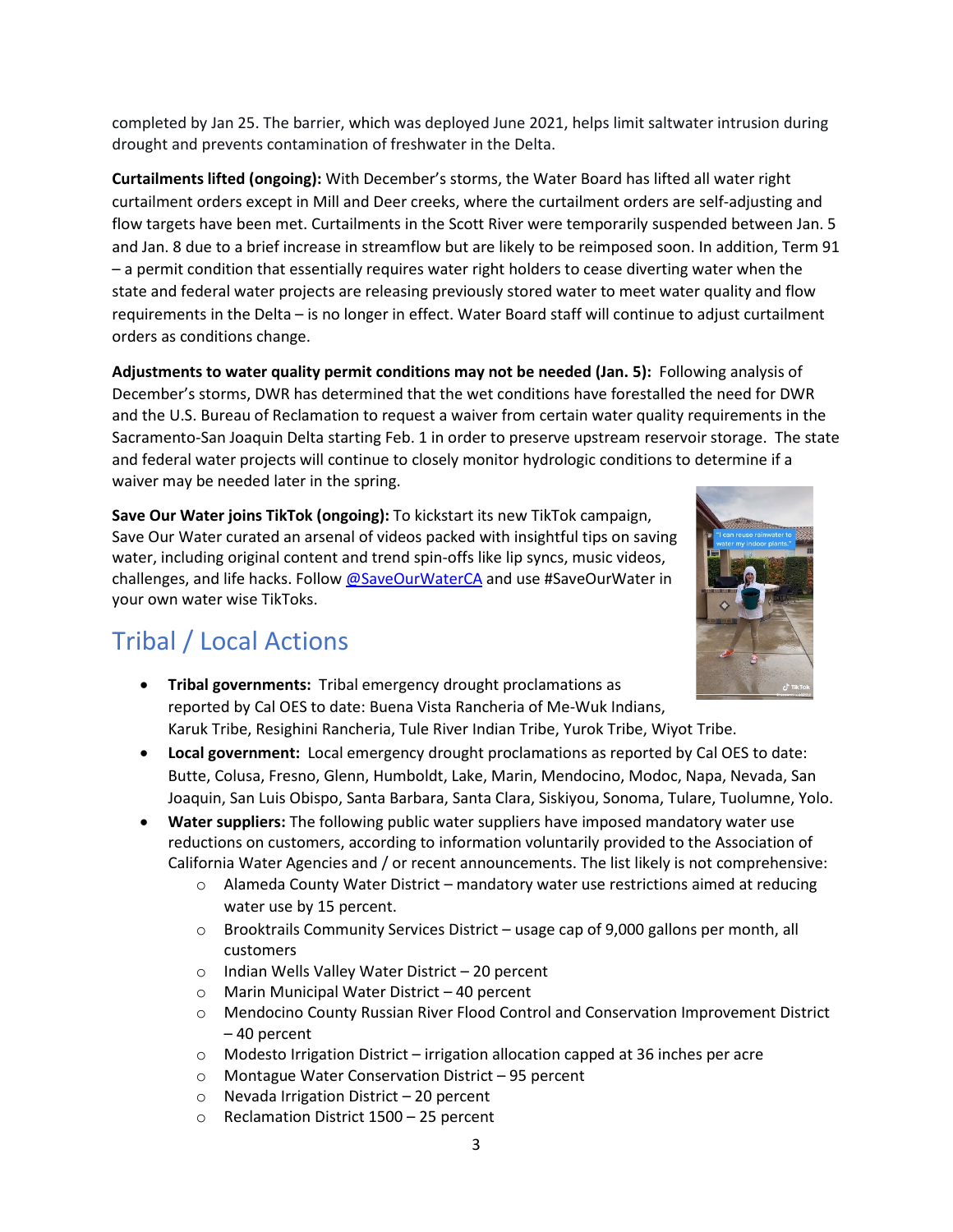completed by Jan 25. The barrier, which was deployed June 2021, helps limit saltwater intrusion during drought and prevents contamination of freshwater in the Delta.

**Curtailments lifted (ongoing):** With December's storms, the Water Board has lifted all water right curtailment orders except in Mill and Deer creeks, where the curtailment orders are self-adjusting and flow targets have been met. Curtailments in the Scott River were temporarily suspended between Jan. 5 and Jan. 8 due to a brief increase in streamflow but are likely to be reimposed soon. In addition, Term 91 – a permit condition that essentially requires water right holders to cease diverting water when the state and federal water projects are releasing previously stored water to meet water quality and flow requirements in the Delta – is no longer in effect. Water Board staff will continue to adjust curtailment orders as conditions change.

**Adjustments to water quality permit conditions may not be needed (Jan. 5):** Following analysis of December's storms, DWR has determined that the wet conditions have forestalled the need for DWR and the U.S. Bureau of Reclamation to request a waiver from certain water quality requirements in the Sacramento-San Joaquin Delta starting Feb. 1 in order to preserve upstream reservoir storage. The state and federal water projects will continue to closely monitor hydrologic conditions to determine if a waiver may be needed later in the spring.

**Save Our Water joins TikTok (ongoing):** To kickstart its new TikTok campaign, Save Our Water curated an arsenal of videos packed with insightful tips on saving water, including original content and trend spin-offs like lip syncs, music videos, challenges, and life hacks. Follow [@SaveOurWaterCA](https://www.tiktok.com/@SaveOurWaterCA) and use #SaveOurWater in your own water wise TikToks.

## Tribal / Local Actions

- **Tribal governments:** Tribal emergency drought proclamations as reported by Cal OES to date: Buena Vista Rancheria of Me-Wuk Indians, Karuk Tribe, Resighini Rancheria, Tule River Indian Tribe, Yurok Tribe, Wiyot Tribe.
- **Local government:** Local emergency drought proclamations as reported by Cal OES to date: Butte, Colusa, Fresno, Glenn, Humboldt, Lake, Marin, Mendocino, Modoc, Napa, Nevada, San Joaquin, San Luis Obispo, Santa Barbara, Santa Clara, Siskiyou, Sonoma, Tulare, Tuolumne, Yolo.
- **Water suppliers:** The following public water suppliers have imposed mandatory water use reductions on customers, according to information voluntarily provided to the Association of California Water Agencies and / or recent announcements. The list likely is not comprehensive:
  - Alameda County Water District – mandatory water use restrictions aimed at reducing water use by 15 percent.
  - Brooktrails Community Services District – usage cap of 9,000 gallons per month, all customers
  - Indian Wells Valley Water District – 20 percent
  - Marin Municipal Water District – 40 percent
  - Mendocino County Russian River Flood Control and Conservation Improvement District – 40 percent
  - Modesto Irrigation District – irrigation allocation capped at 36 inches per acre
  - Montague Water Conservation District – 95 percent
  - Nevada Irrigation District – 20 percent
  - Reclamation District 1500 – 25 percent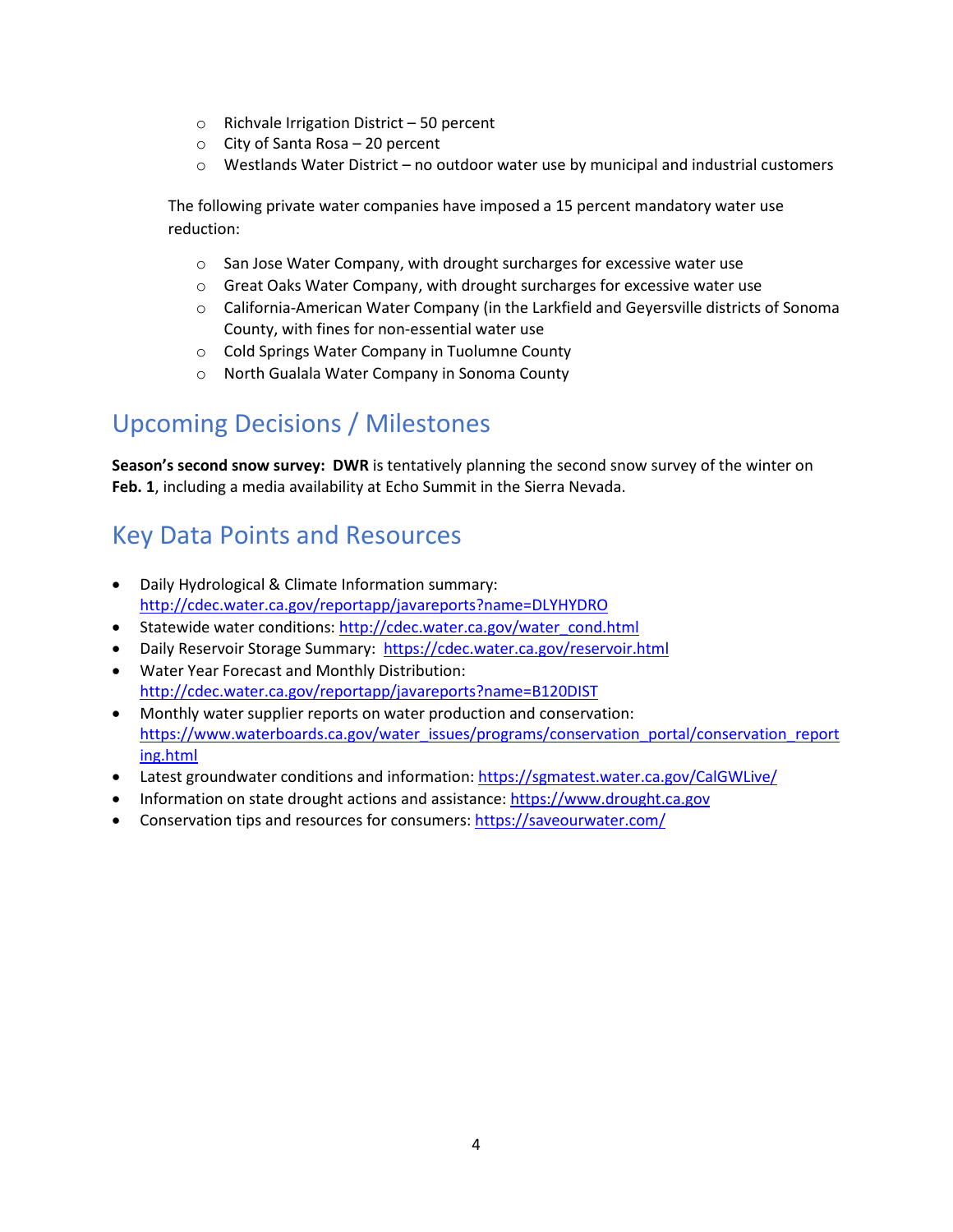- Richvale Irrigation District – 50 percent
- City of Santa Rosa – 20 percent
- Westlands Water District – no outdoor water use by municipal and industrial customers

The following private water companies have imposed a 15 percent mandatory water use reduction:

- San Jose Water Company, with drought surcharges for excessive water use
- Great Oaks Water Company, with drought surcharges for excessive water use
- California-American Water Company (in the Larkfield and Geyersville districts of Sonoma County, with fines for non-essential water use
- Cold Springs Water Company in Tuolumne County
- North Gualala Water Company in Sonoma County

## Upcoming Decisions / Milestones

**Season's second snow survey: DWR** is tentatively planning the second snow survey of the winter on **Feb. 1**, including a media availability at Echo Summit in the Sierra Nevada.

## Key Data Points and Resources

- Daily Hydrological & Climate Information summary: http://cdec.water.ca.gov/reportapp/javareports?name=DLYHYDRO
- Statewide water conditions: http://cdec.water.ca.gov/water_cond.html
- Daily Reservoir Storage Summary: https://cdec.water.ca.gov/reservoir.html
- Water Year Forecast and Monthly Distribution: http://cdec.water.ca.gov/reportapp/javareports?name=B120DIST
- Monthly water supplier reports on water production and conservation: https://www.waterboards.ca.gov/water_issues/programs/conservation_portal/conservation_reporting.html
- Latest groundwater conditions and information: https://sgmatest.water.ca.gov/CalGWLive/
- Information on state drought actions and assistance: https://www.drought.ca.gov
- Conservation tips and resources for consumers: https://saveourwater.com/